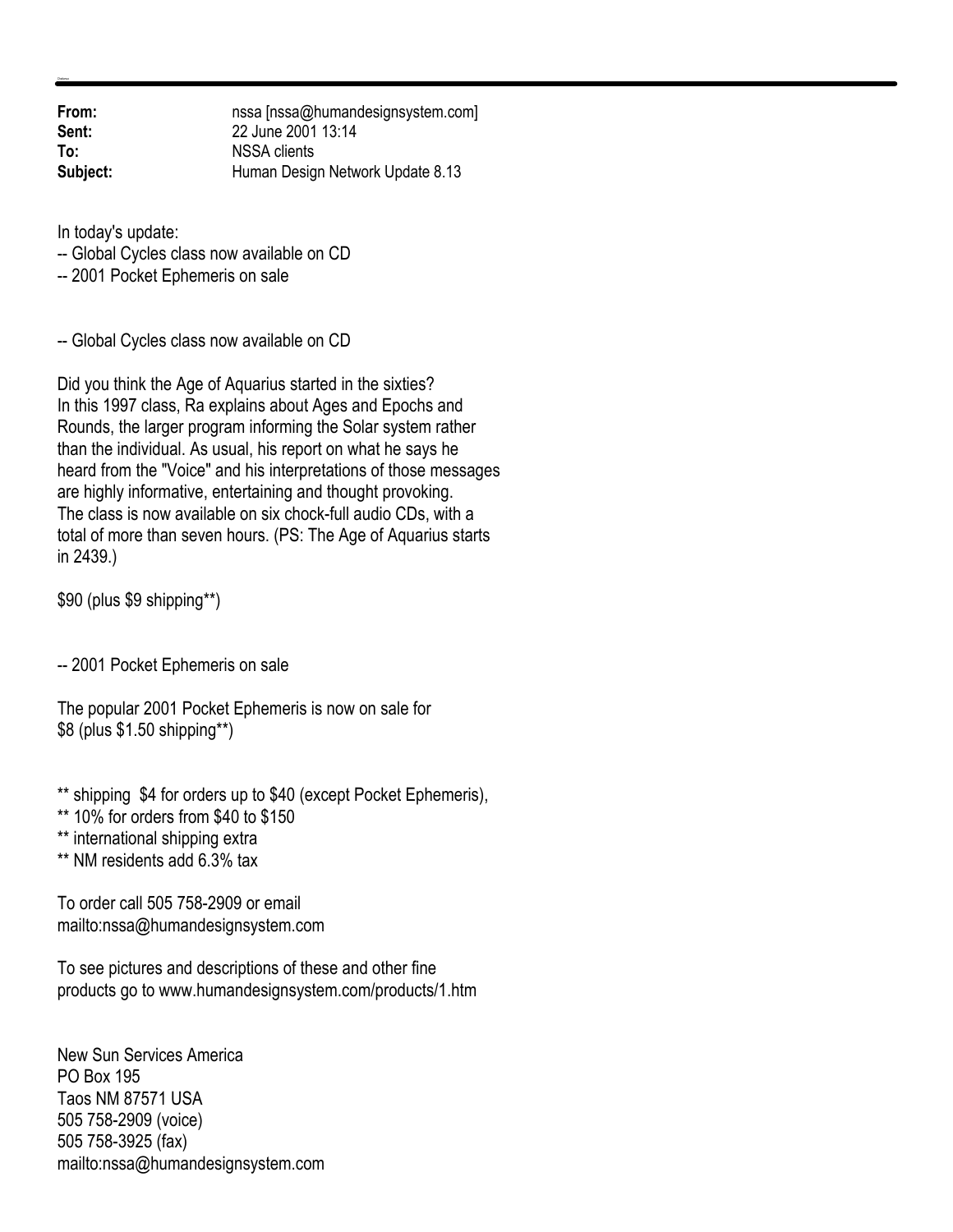**From:** nssa [nssa@humandesignsystem.com]
**Sent:** 22 June 2001 13:14
**To:** NSSA clients
**Subject:** Human Design Network Update 8.13

In today's update:
-- Global Cycles class now available on CD
-- 2001 Pocket Ephemeris on sale

-- Global Cycles class now available on CD

Did you think the Age of Aquarius started in the sixties?
In this 1997 class, Ra explains about Ages and Epochs and Rounds, the larger program informing the Solar system rather than the individual. As usual, his report on what he says he heard from the "Voice" and his interpretations of those messages are highly informative, entertaining and thought provoking.
The class is now available on six chock-full audio CDs, with a total of more than seven hours. (PS: The Age of Aquarius starts in 2439.)

$90 (plus $9 shipping**)

-- 2001 Pocket Ephemeris on sale

The popular 2001 Pocket Ephemeris is now on sale for
$8 (plus $1.50 shipping**)

** shipping $4 for orders up to $40 (except Pocket Ephemeris),
** 10% for orders from $40 to $150
** international shipping extra
** NM residents add 6.3% tax

To order call 505 758-2909 or email
mailto:nssa@humandesignsystem.com

To see pictures and descriptions of these and other fine products go to www.humandesignsystem.com/products/1.htm

New Sun Services America
PO Box 195
Taos NM 87571 USA
505 758-2909 (voice)
505 758-3925 (fax)
mailto:nssa@humandesignsystem.com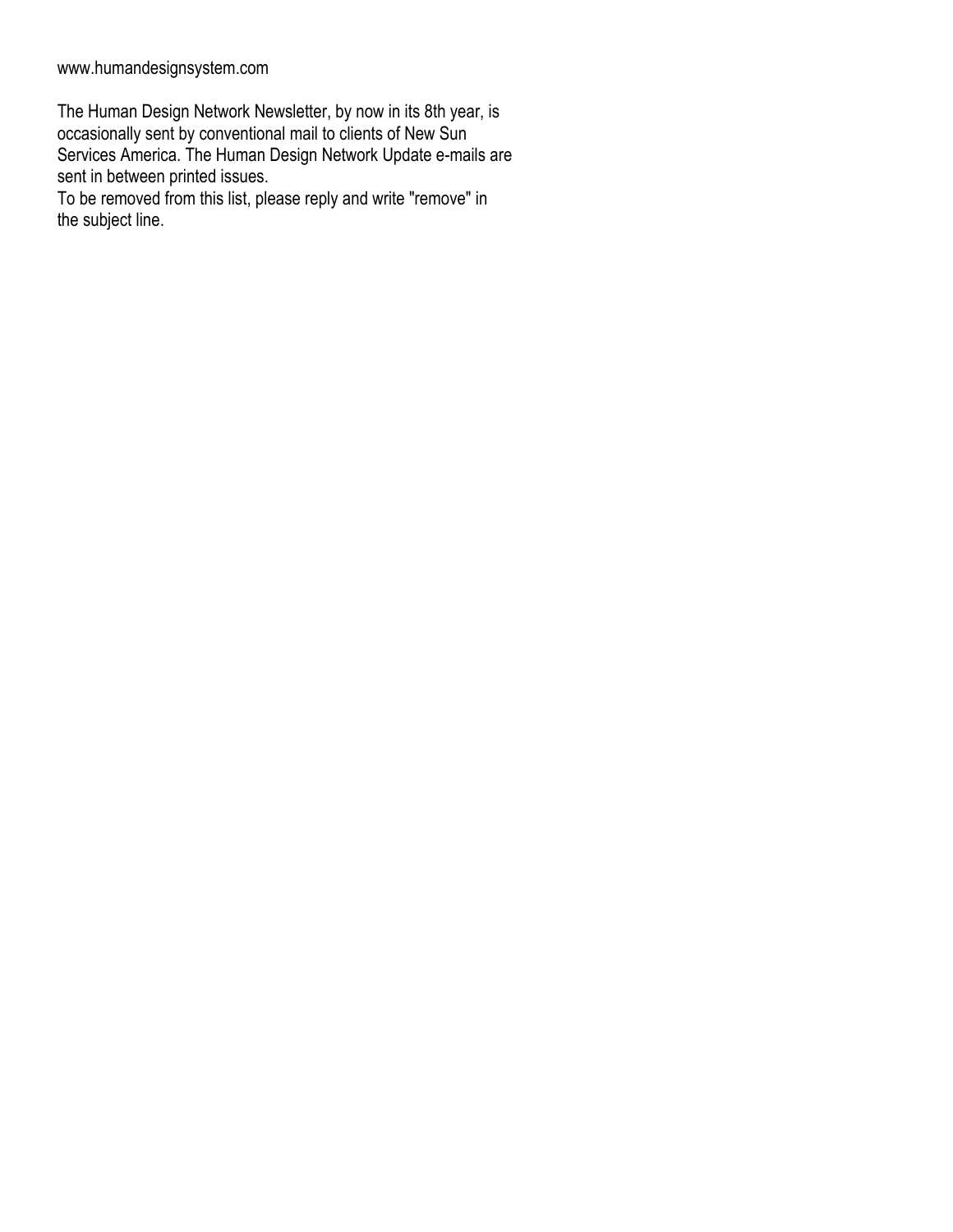www.humandesignsystem.com

The Human Design Network Newsletter, by now in its 8th year, is occasionally sent by conventional mail to clients of New Sun Services America. The Human Design Network Update e-mails are sent in between printed issues.
To be removed from this list, please reply and write "remove" in the subject line.